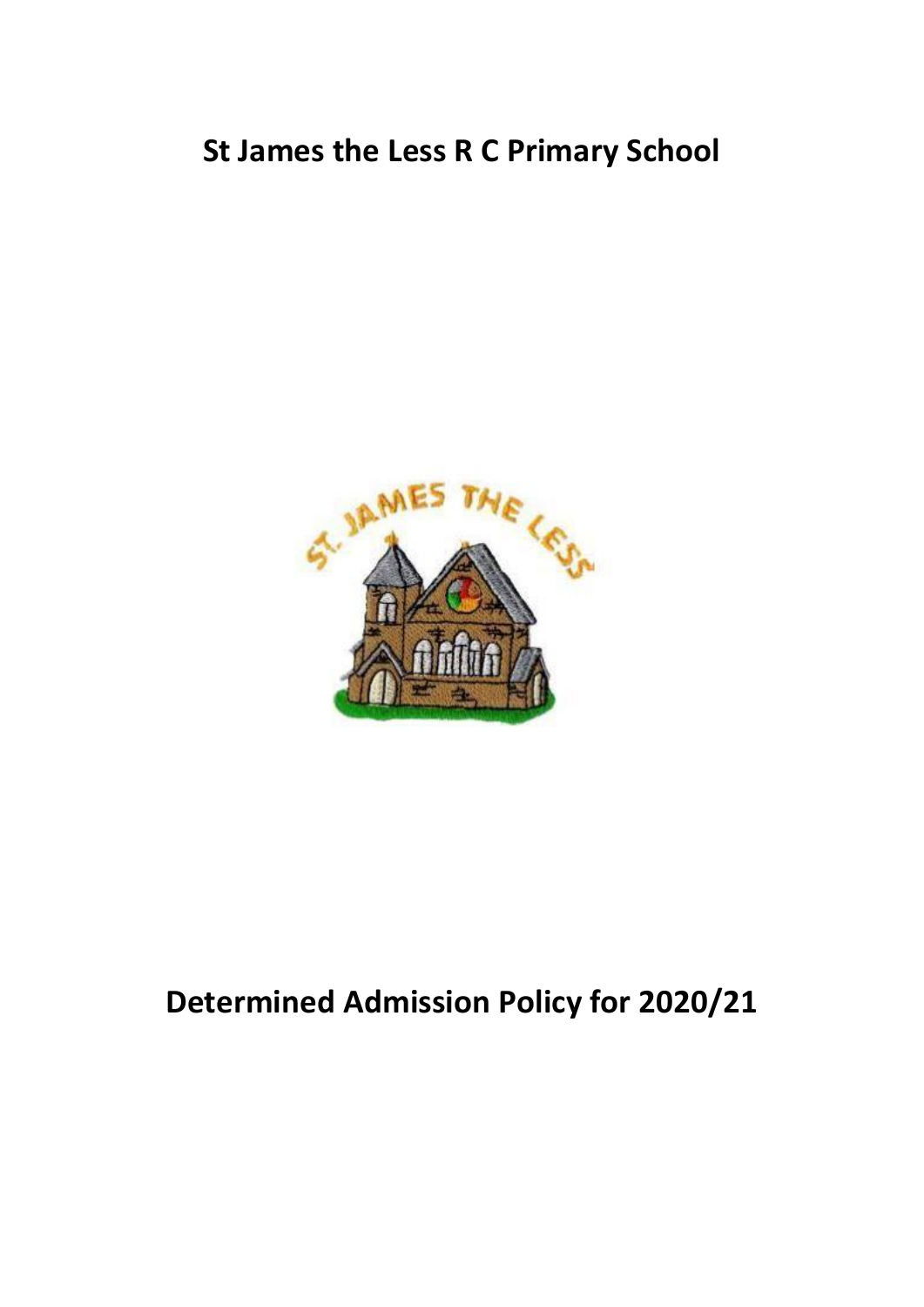# St James the Less R C Primary School

# Determined Admission Policy for 2020/21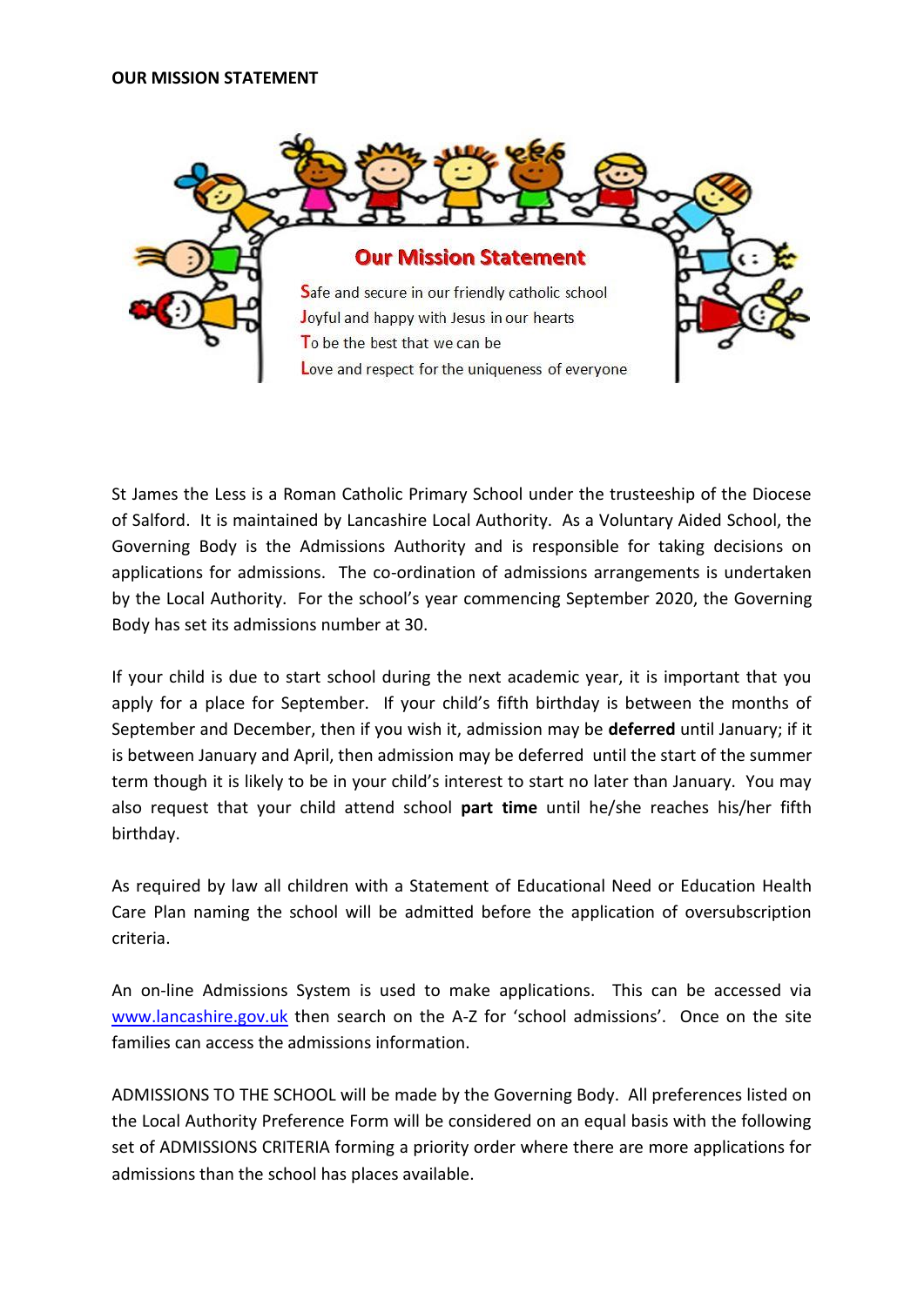**OUR MISSION STATEMENT**

**Our Mission Statement**

**S**afe and secure in our friendly catholic school
**J**oyful and happy with Jesus in our hearts
**T**o be the best that we can be
**L**ove and respect for the uniqueness of everyone

St James the Less is a Roman Catholic Primary School under the trusteeship of the Diocese of Salford. It is maintained by Lancashire Local Authority. As a Voluntary Aided School, the Governing Body is the Admissions Authority and is responsible for taking decisions on applications for admissions. The co-ordination of admissions arrangements is undertaken by the Local Authority. For the school's year commencing September 2020, the Governing Body has set its admissions number at 30.

If your child is due to start school during the next academic year, it is important that you apply for a place for September. If your child's fifth birthday is between the months of September and December, then if you wish it, admission may be **deferred** until January; if it is between January and April, then admission may be deferred until the start of the summer term though it is likely to be in your child's interest to start no later than January. You may also request that your child attend school **part time** until he/she reaches his/her fifth birthday.

As required by law all children with a Statement of Educational Need or Education Health Care Plan naming the school will be admitted before the application of oversubscription criteria.

An on-line Admissions System is used to make applications. This can be accessed via [www.lancashire.gov.uk](www.lancashire.gov.uk) then search on the A-Z for 'school admissions'. Once on the site families can access the admissions information.

ADMISSIONS TO THE SCHOOL will be made by the Governing Body. All preferences listed on the Local Authority Preference Form will be considered on an equal basis with the following set of ADMISSIONS CRITERIA forming a priority order where there are more applications for admissions than the school has places available.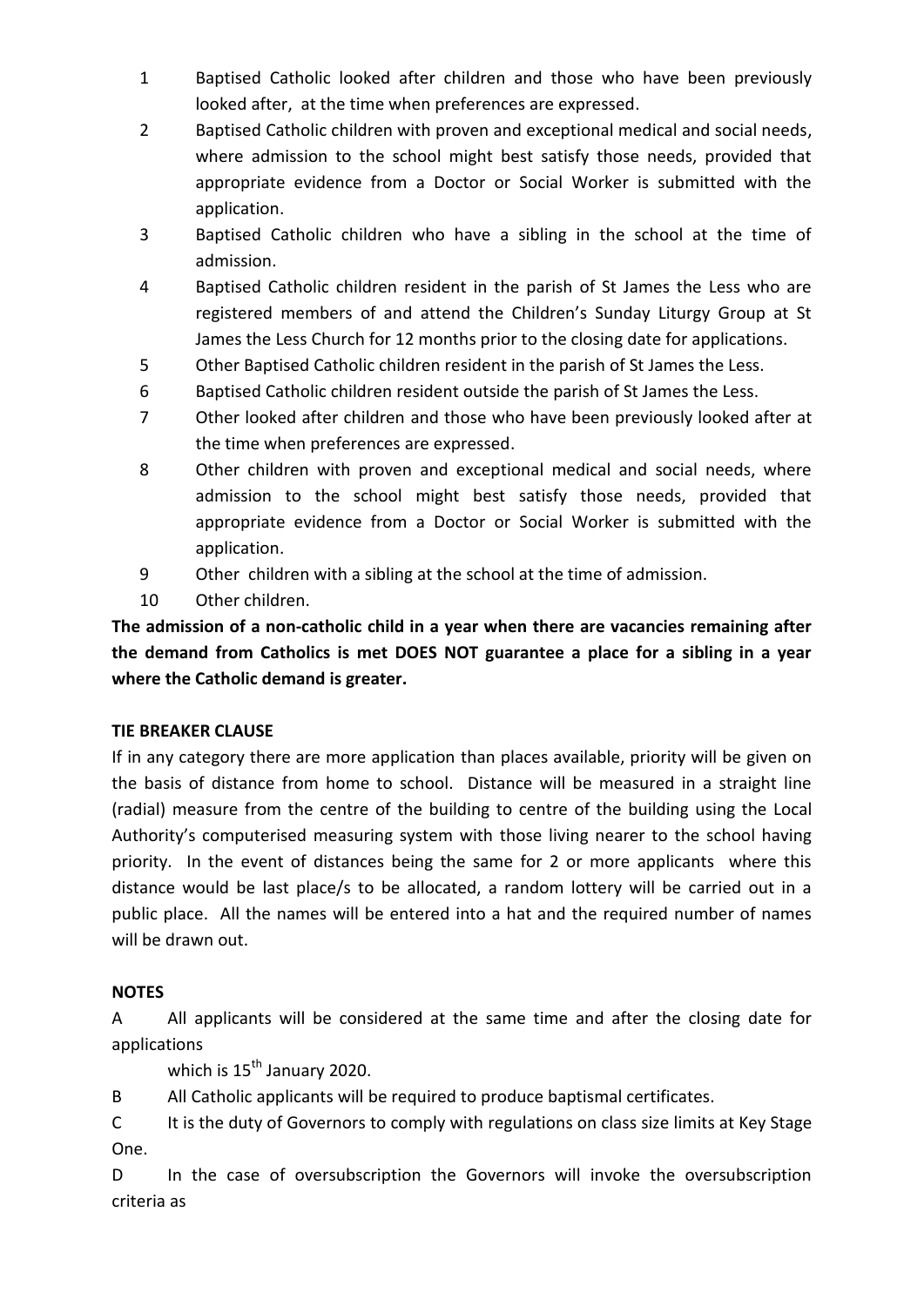1. Baptised Catholic looked after children and those who have been previously looked after, at the time when preferences are expressed.
2. Baptised Catholic children with proven and exceptional medical and social needs, where admission to the school might best satisfy those needs, provided that appropriate evidence from a Doctor or Social Worker is submitted with the application.
3. Baptised Catholic children who have a sibling in the school at the time of admission.
4. Baptised Catholic children resident in the parish of St James the Less who are registered members of and attend the Children's Sunday Liturgy Group at St James the Less Church for 12 months prior to the closing date for applications.
5. Other Baptised Catholic children resident in the parish of St James the Less.
6. Baptised Catholic children resident outside the parish of St James the Less.
7. Other looked after children and those who have been previously looked after at the time when preferences are expressed.
8. Other children with proven and exceptional medical and social needs, where admission to the school might best satisfy those needs, provided that appropriate evidence from a Doctor or Social Worker is submitted with the application.
9. Other children with a sibling at the school at the time of admission.
10. Other children.

**The admission of a non-catholic child in a year when there are vacancies remaining after the demand from Catholics is met DOES NOT guarantee a place for a sibling in a year where the Catholic demand is greater.**

**TIE BREAKER CLAUSE**

If in any category there are more application than places available, priority will be given on the basis of distance from home to school. Distance will be measured in a straight line (radial) measure from the centre of the building to centre of the building using the Local Authority's computerised measuring system with those living nearer to the school having priority. In the event of distances being the same for 2 or more applicants where this distance would be last place/s to be allocated, a random lottery will be carried out in a public place. All the names will be entered into a hat and the required number of names will be drawn out.

**NOTES**

A All applicants will be considered at the same time and after the closing date for applications which is 15th January 2020.

B All Catholic applicants will be required to produce baptismal certificates.

C It is the duty of Governors to comply with regulations on class size limits at Key Stage One.

D In the case of oversubscription the Governors will invoke the oversubscription criteria as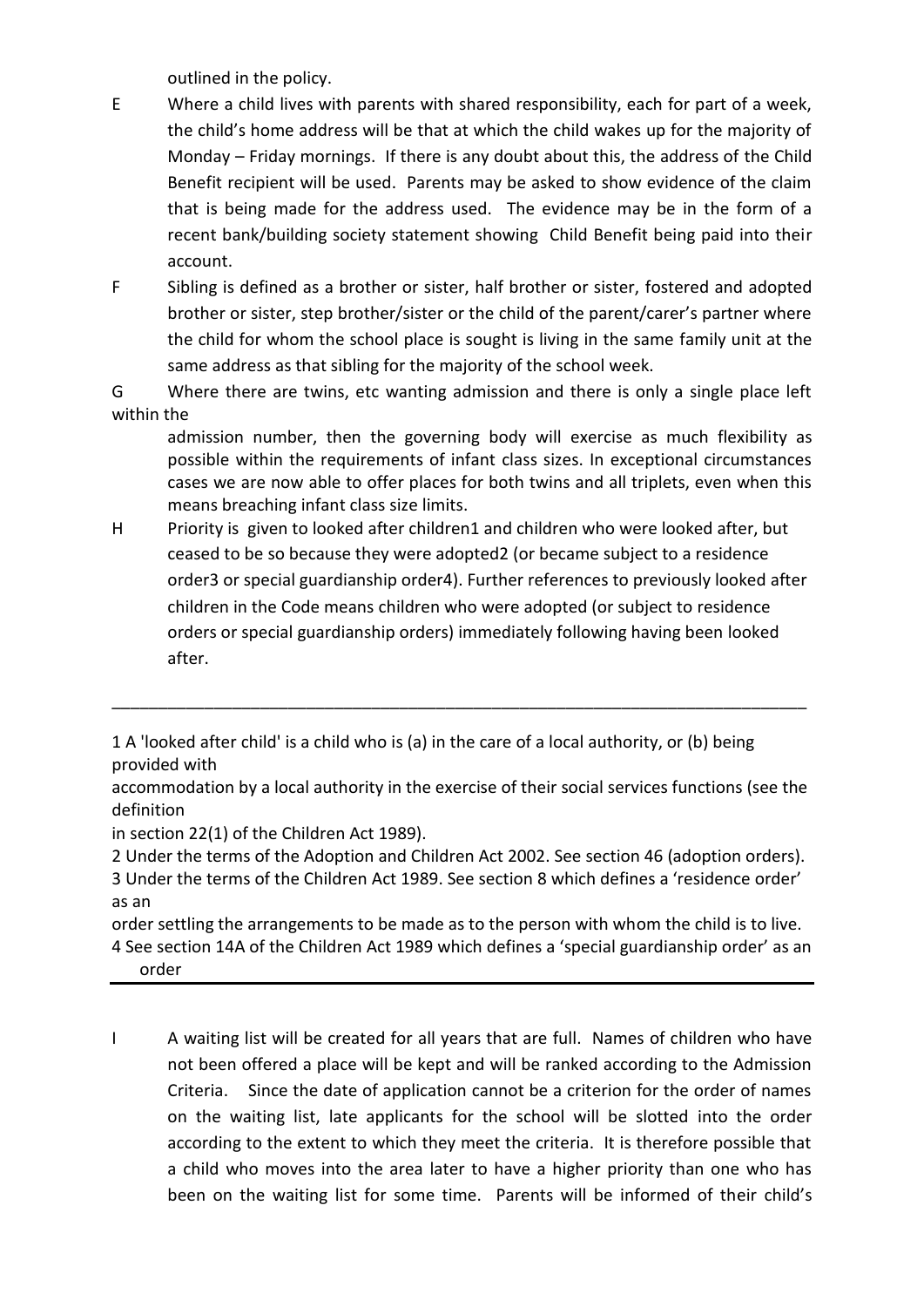outlined in the policy.

E Where a child lives with parents with shared responsibility, each for part of a week, the child's home address will be that at which the child wakes up for the majority of Monday – Friday mornings. If there is any doubt about this, the address of the Child Benefit recipient will be used. Parents may be asked to show evidence of the claim that is being made for the address used. The evidence may be in the form of a recent bank/building society statement showing Child Benefit being paid into their account.

F Sibling is defined as a brother or sister, half brother or sister, fostered and adopted brother or sister, step brother/sister or the child of the parent/carer's partner where the child for whom the school place is sought is living in the same family unit at the same address as that sibling for the majority of the school week.

G Where there are twins, etc wanting admission and there is only a single place left within the admission number, then the governing body will exercise as much flexibility as possible within the requirements of infant class sizes. In exceptional circumstances cases we are now able to offer places for both twins and all triplets, even when this means breaching infant class size limits.

H Priority is given to looked after children[1] and children who were looked after, but ceased to be so because they were adopted[2] (or became subject to a residence order[3] or special guardianship order[4]). Further references to previously looked after children in the Code means children who were adopted (or subject to residence orders or special guardianship orders) immediately following having been looked after.

---

1 A 'looked after child' is a child who is (a) in the care of a local authority, or (b) being provided with accommodation by a local authority in the exercise of their social services functions (see the definition in section 22(1) of the Children Act 1989).

2 Under the terms of the Adoption and Children Act 2002. See section 46 (adoption orders).

3 Under the terms of the Children Act 1989. See section 8 which defines a 'residence order' as an order settling the arrangements to be made as to the person with whom the child is to live.

4 See section 14A of the Children Act 1989 which defines a 'special guardianship order' as an order

---

I A waiting list will be created for all years that are full. Names of children who have not been offered a place will be kept and will be ranked according to the Admission Criteria. Since the date of application cannot be a criterion for the order of names on the waiting list, late applicants for the school will be slotted into the order according to the extent to which they meet the criteria. It is therefore possible that a child who moves into the area later to have a higher priority than one who has been on the waiting list for some time. Parents will be informed of their child's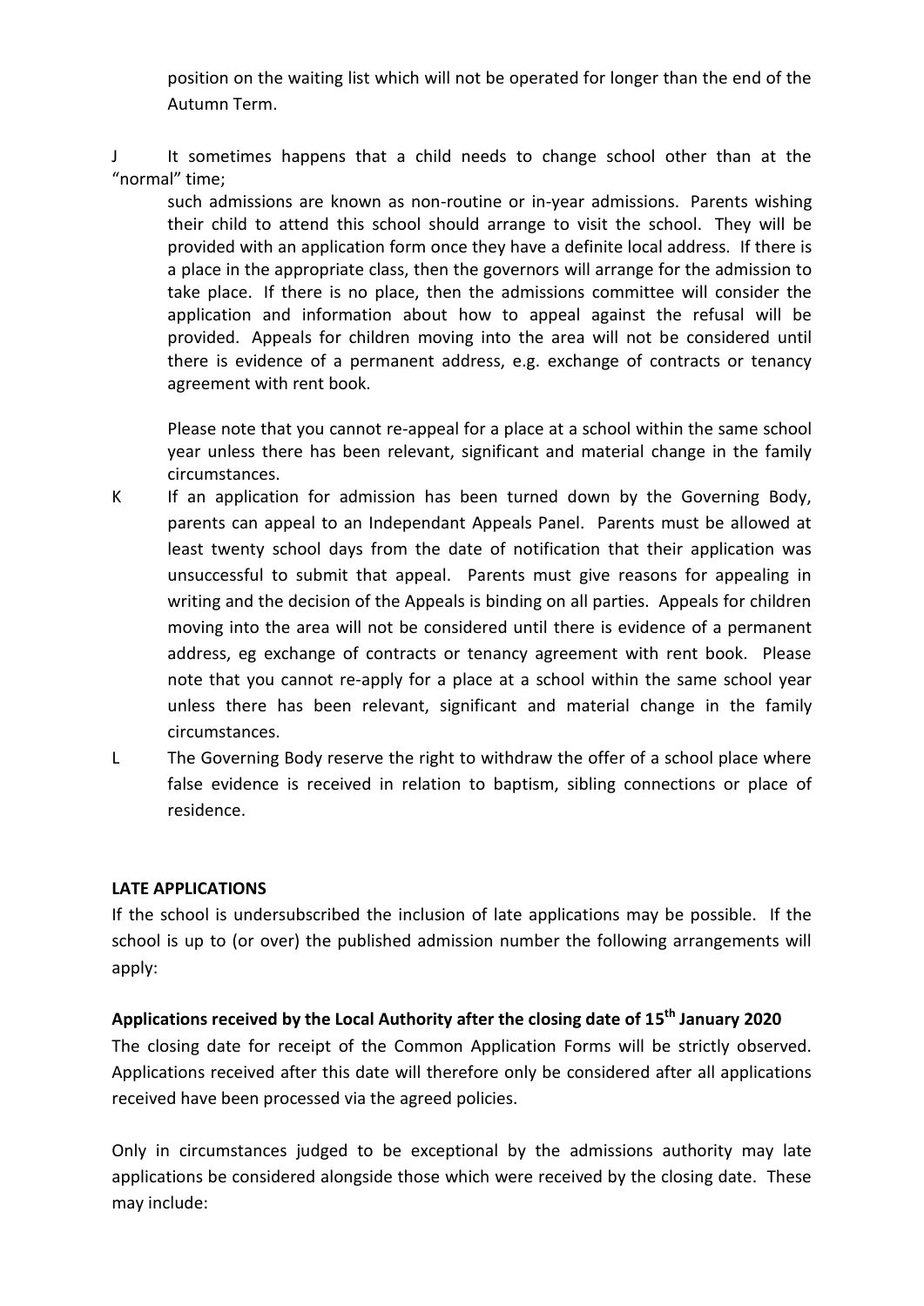position on the waiting list which will not be operated for longer than the end of the Autumn Term.

J It sometimes happens that a child needs to change school other than at the "normal" time;

such admissions are known as non-routine or in-year admissions. Parents wishing their child to attend this school should arrange to visit the school. They will be provided with an application form once they have a definite local address. If there is a place in the appropriate class, then the governors will arrange for the admission to take place. If there is no place, then the admissions committee will consider the application and information about how to appeal against the refusal will be provided. Appeals for children moving into the area will not be considered until there is evidence of a permanent address, e.g. exchange of contracts or tenancy agreement with rent book.

Please note that you cannot re-appeal for a place at a school within the same school year unless there has been relevant, significant and material change in the family circumstances.

K If an application for admission has been turned down by the Governing Body, parents can appeal to an Independant Appeals Panel. Parents must be allowed at least twenty school days from the date of notification that their application was unsuccessful to submit that appeal. Parents must give reasons for appealing in writing and the decision of the Appeals is binding on all parties. Appeals for children moving into the area will not be considered until there is evidence of a permanent address, eg exchange of contracts or tenancy agreement with rent book. Please note that you cannot re-apply for a place at a school within the same school year unless there has been relevant, significant and material change in the family circumstances.

L The Governing Body reserve the right to withdraw the offer of a school place where false evidence is received in relation to baptism, sibling connections or place of residence.

**LATE APPLICATIONS**

If the school is undersubscribed the inclusion of late applications may be possible. If the school is up to (or over) the published admission number the following arrangements will apply:

**Applications received by the Local Authority after the closing date of 15th January 2020**

The closing date for receipt of the Common Application Forms will be strictly observed. Applications received after this date will therefore only be considered after all applications received have been processed via the agreed policies.

Only in circumstances judged to be exceptional by the admissions authority may late applications be considered alongside those which were received by the closing date. These may include: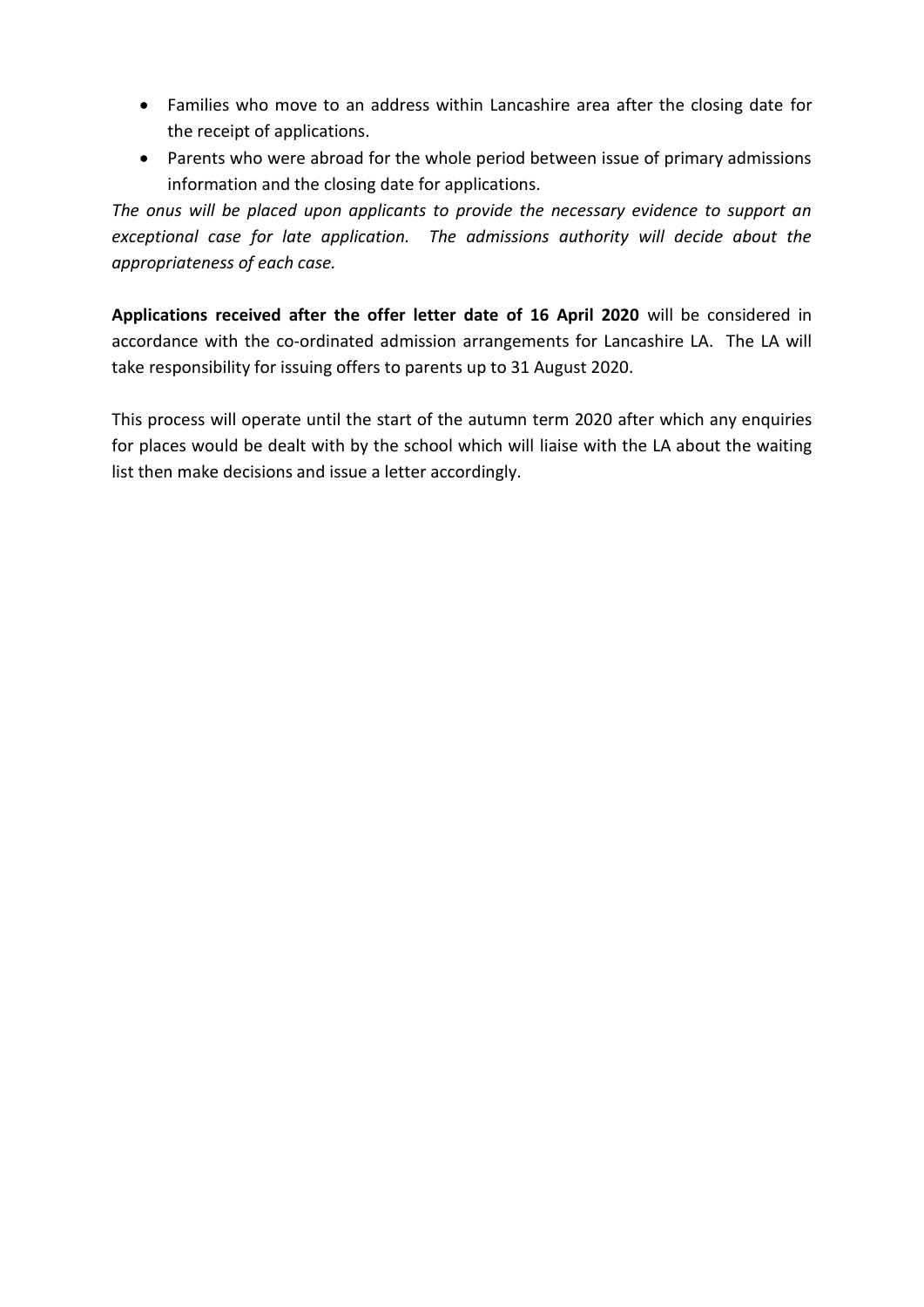- Families who move to an address within Lancashire area after the closing date for the receipt of applications.
- Parents who were abroad for the whole period between issue of primary admissions information and the closing date for applications.

*The onus will be placed upon applicants to provide the necessary evidence to support an exceptional case for late application. The admissions authority will decide about the appropriateness of each case.*

**Applications received after the offer letter date of 16 April 2020** will be considered in accordance with the co-ordinated admission arrangements for Lancashire LA. The LA will take responsibility for issuing offers to parents up to 31 August 2020.

This process will operate until the start of the autumn term 2020 after which any enquiries for places would be dealt with by the school which will liaise with the LA about the waiting list then make decisions and issue a letter accordingly.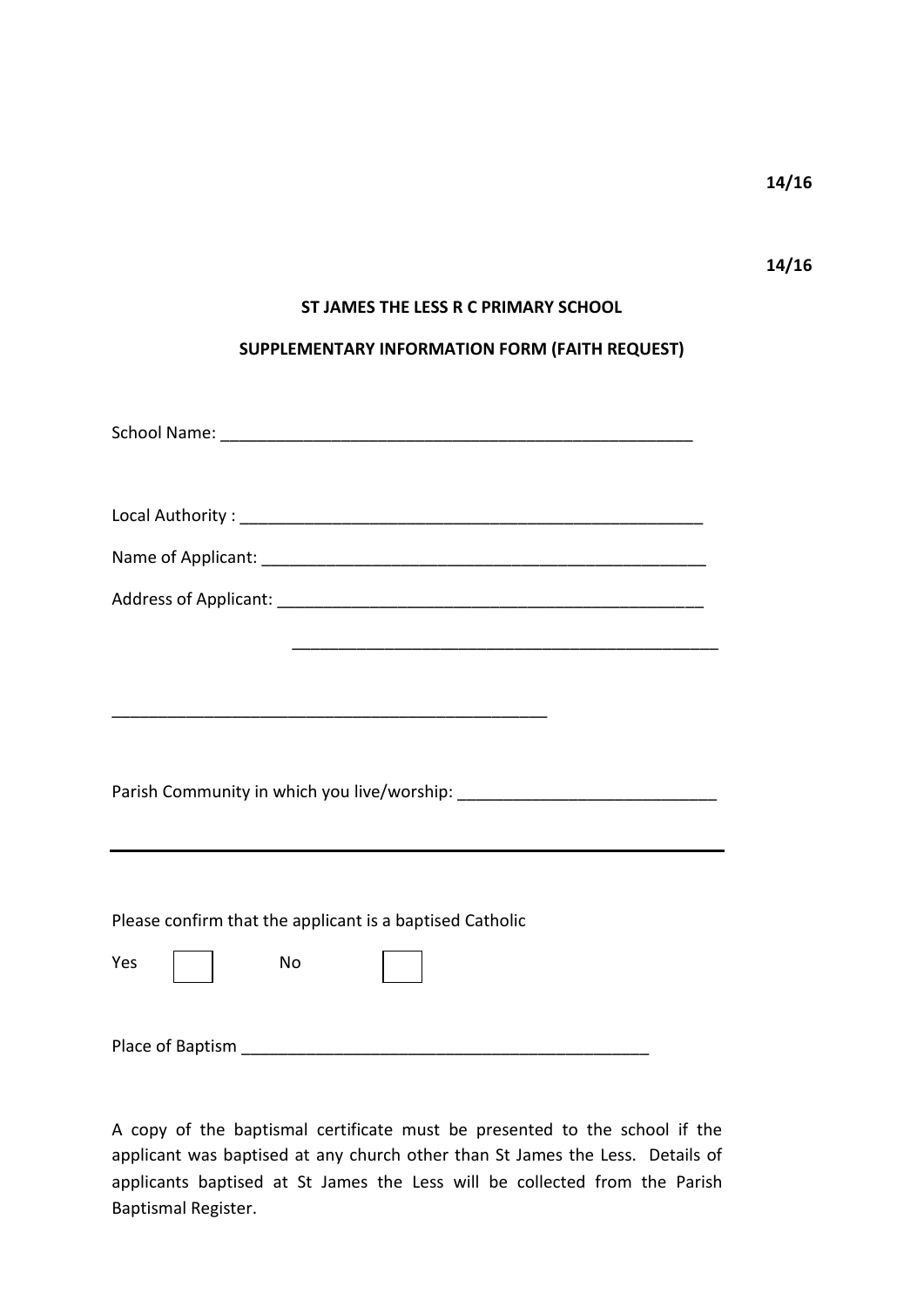**14/16**

**14/16**

**ST JAMES THE LESS R C PRIMARY SCHOOL**

**SUPPLEMENTARY INFORMATION FORM (FAITH REQUEST)**

School Name: ______________________________________________________

Local Authority : ____________________________________________________

Name of Applicant: __________________________________________________

Address of Applicant: ________________________________________________

______________________________________________

______________________________________________

Parish Community in which you live/worship: ____________________________

---

Please confirm that the applicant is a baptised Catholic

Yes ☐ No ☐

Place of Baptism _____________________________________________

A copy of the baptismal certificate must be presented to the school if the applicant was baptised at any church other than St James the Less. Details of applicants baptised at St James the Less will be collected from the Parish Baptismal Register.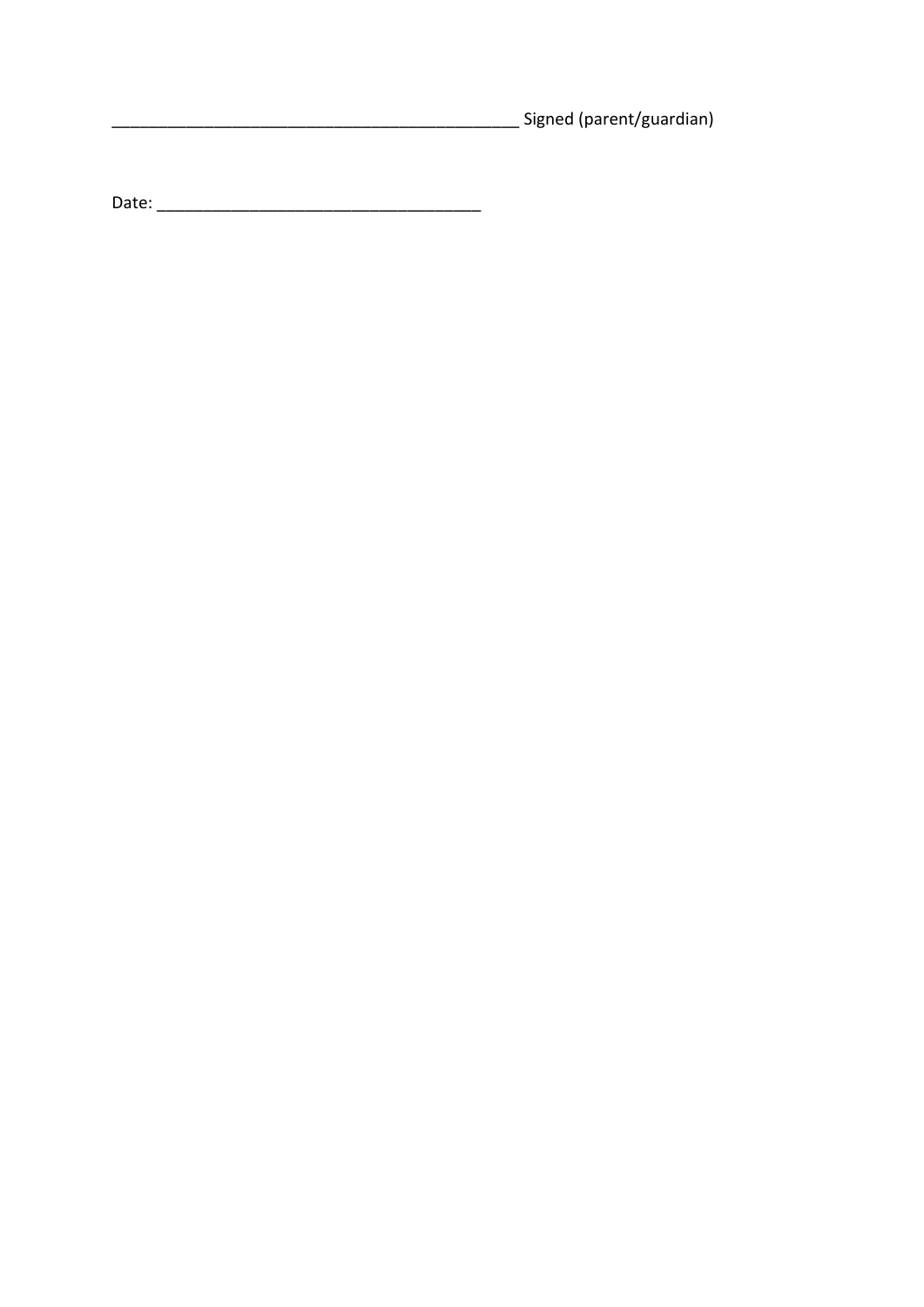_____________________________________________ Signed (parent/guardian)

Date: ___________________________________